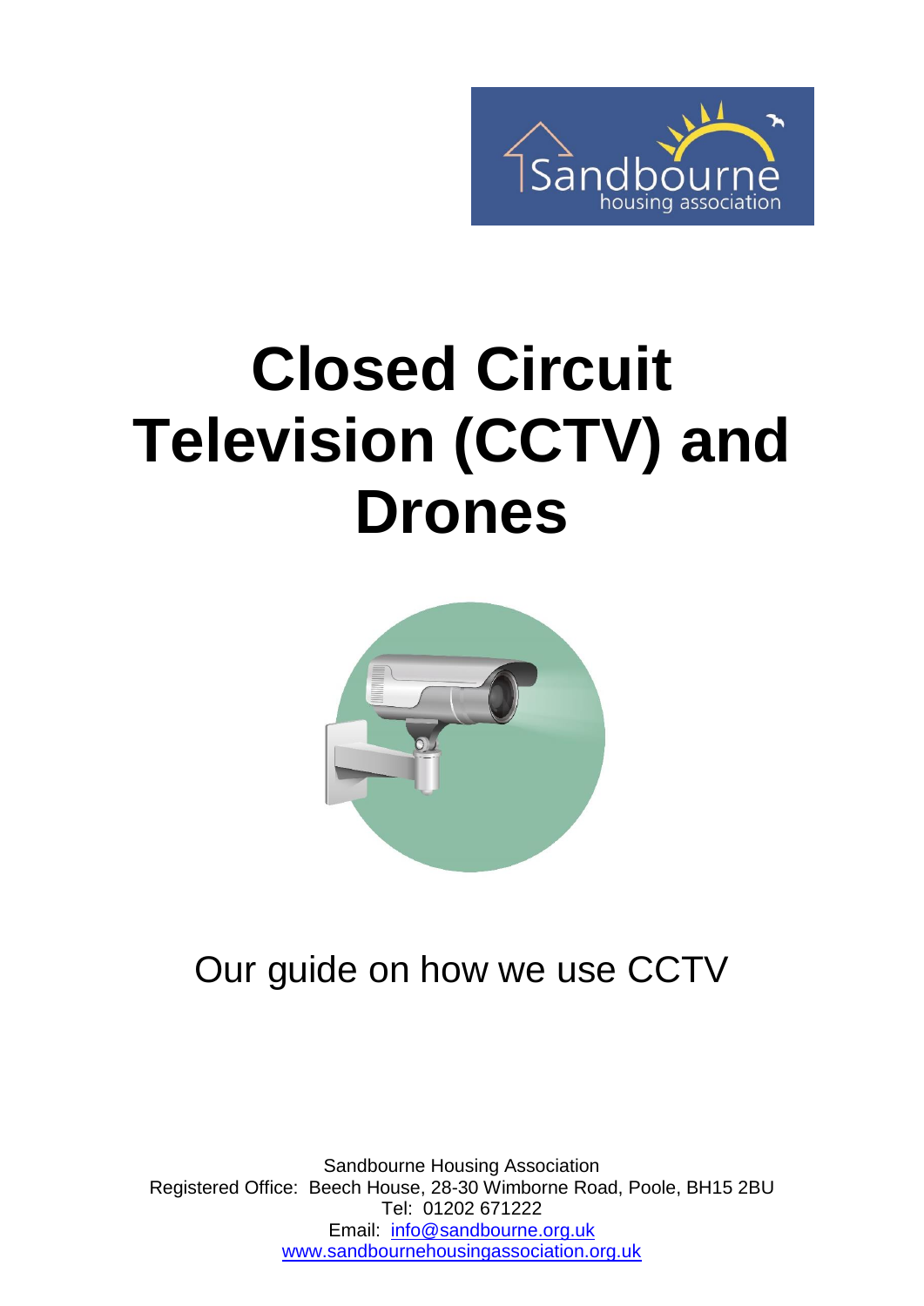# Closed Circuit Television (CCTV) and Drones

Our guide on how we use CCTV

Sandbourne Housing Association
Registered Office: Beech House, 28-30 Wimborne Road, Poole, BH15 2BU
Tel: 01202 671222
Email: info@sandbourne.org.uk
www.sandbournehousingassociation.org.uk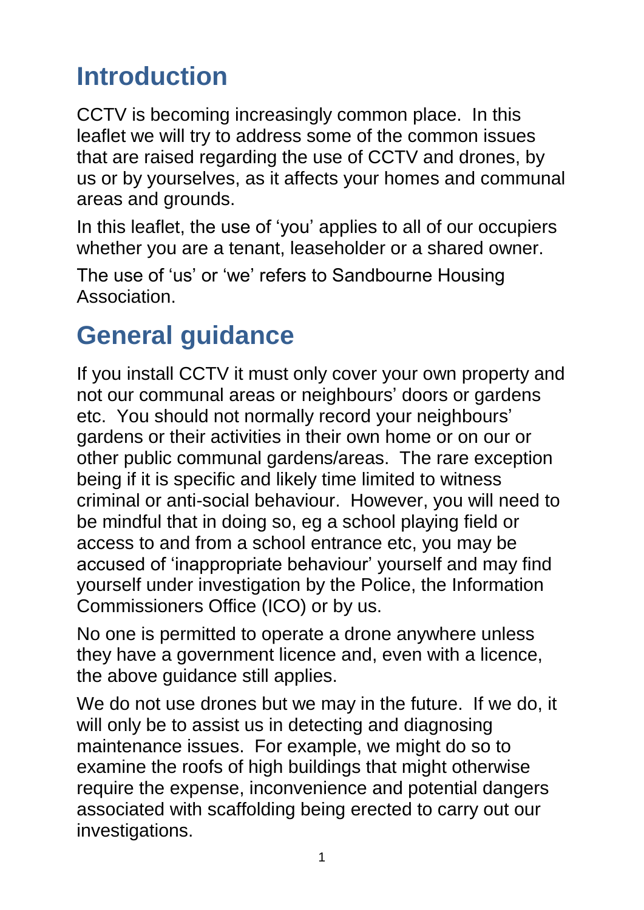# Introduction

CCTV is becoming increasingly common place. In this leaflet we will try to address some of the common issues that are raised regarding the use of CCTV and drones, by us or by yourselves, as it affects your homes and communal areas and grounds.

In this leaflet, the use of 'you' applies to all of our occupiers whether you are a tenant, leaseholder or a shared owner.

The use of 'us' or 'we' refers to Sandbourne Housing Association.

# General guidance

If you install CCTV it must only cover your own property and not our communal areas or neighbours' doors or gardens etc. You should not normally record your neighbours' gardens or their activities in their own home or on our or other public communal gardens/areas. The rare exception being if it is specific and likely time limited to witness criminal or anti-social behaviour. However, you will need to be mindful that in doing so, eg a school playing field or access to and from a school entrance etc, you may be accused of 'inappropriate behaviour' yourself and may find yourself under investigation by the Police, the Information Commissioners Office (ICO) or by us.

No one is permitted to operate a drone anywhere unless they have a government licence and, even with a licence, the above guidance still applies.

We do not use drones but we may in the future. If we do, it will only be to assist us in detecting and diagnosing maintenance issues. For example, we might do so to examine the roofs of high buildings that might otherwise require the expense, inconvenience and potential dangers associated with scaffolding being erected to carry out our investigations.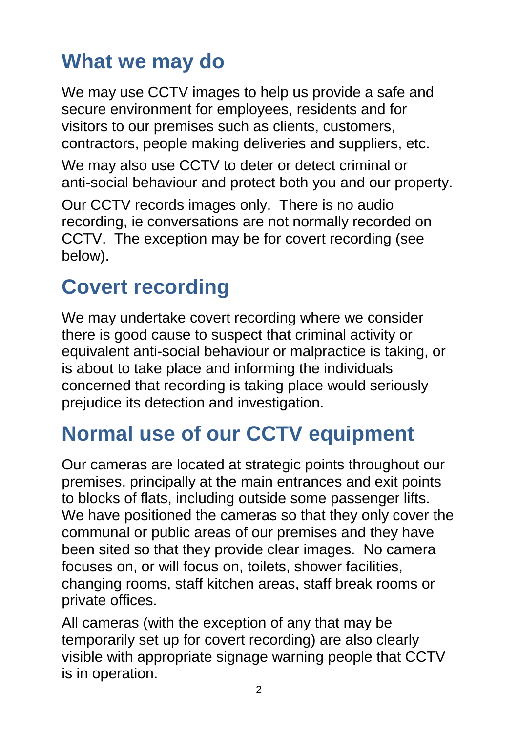## What we may do

We may use CCTV images to help us provide a safe and secure environment for employees, residents and for visitors to our premises such as clients, customers, contractors, people making deliveries and suppliers, etc.

We may also use CCTV to deter or detect criminal or anti-social behaviour and protect both you and our property.

Our CCTV records images only. There is no audio recording, ie conversations are not normally recorded on CCTV. The exception may be for covert recording (see below).

## Covert recording

We may undertake covert recording where we consider there is good cause to suspect that criminal activity or equivalent anti-social behaviour or malpractice is taking, or is about to take place and informing the individuals concerned that recording is taking place would seriously prejudice its detection and investigation.

## Normal use of our CCTV equipment

Our cameras are located at strategic points throughout our premises, principally at the main entrances and exit points to blocks of flats, including outside some passenger lifts. We have positioned the cameras so that they only cover the communal or public areas of our premises and they have been sited so that they provide clear images. No camera focuses on, or will focus on, toilets, shower facilities, changing rooms, staff kitchen areas, staff break rooms or private offices.

All cameras (with the exception of any that may be temporarily set up for covert recording) are also clearly visible with appropriate signage warning people that CCTV is in operation.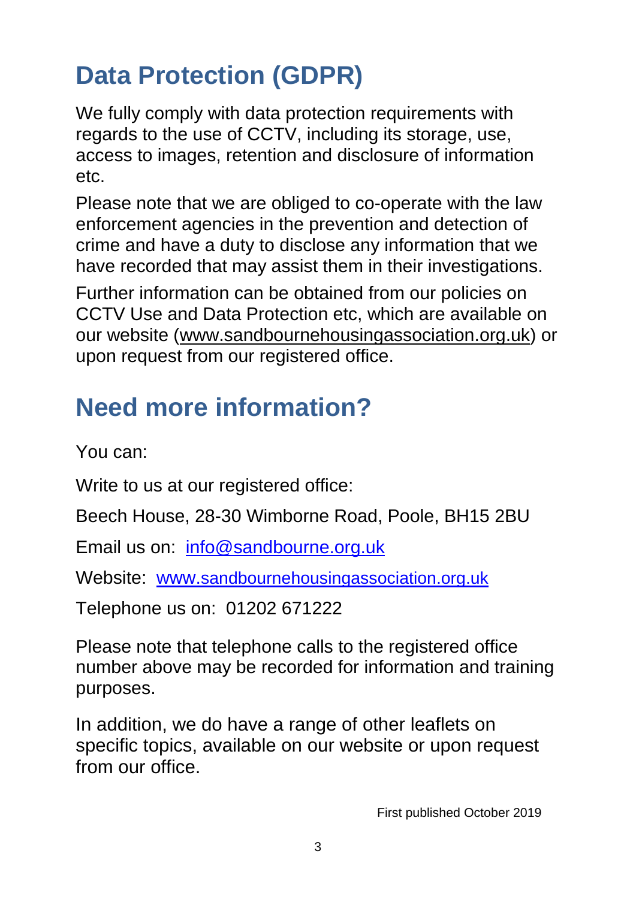## Data Protection (GDPR)

We fully comply with data protection requirements with regards to the use of CCTV, including its storage, use, access to images, retention and disclosure of information etc.

Please note that we are obliged to co-operate with the law enforcement agencies in the prevention and detection of crime and have a duty to disclose any information that we have recorded that may assist them in their investigations.

Further information can be obtained from our policies on CCTV Use and Data Protection etc, which are available on our website (www.sandbournehousingassociation.org.uk) or upon request from our registered office.

## Need more information?

You can:

Write to us at our registered office:

Beech House, 28-30 Wimborne Road, Poole, BH15 2BU

Email us on: info@sandbourne.org.uk

Website: www.sandbournehousingassociation.org.uk

Telephone us on: 01202 671222

Please note that telephone calls to the registered office number above may be recorded for information and training purposes.

In addition, we do have a range of other leaflets on specific topics, available on our website or upon request from our office.

First published October 2019